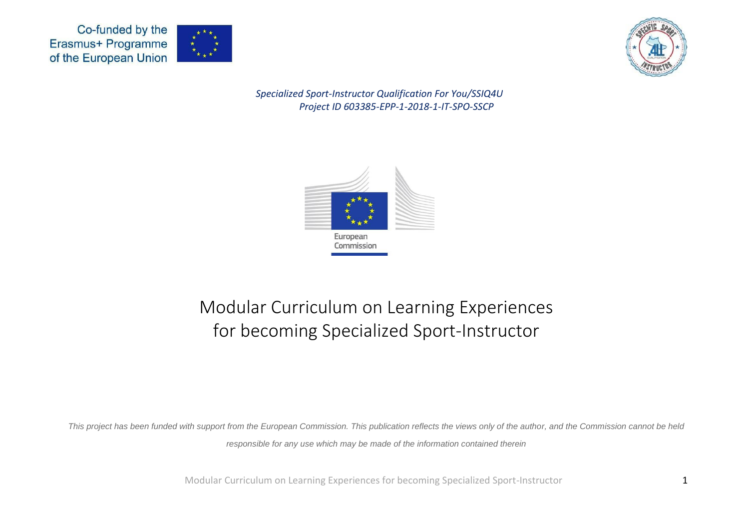Co-funded by the Erasmus+ Programme of the European Union

*Specialized Sport-Instructor Qualification For You/SSIQ4U*
*Project ID 603385-EPP-1-2018-1-IT-SPO-SSCP*

European Commission

# Modular Curriculum on Learning Experiences for becoming Specialized Sport-Instructor

*This project has been funded with support from the European Commission. This publication reflects the views only of the author, and the Commission cannot be held responsible for any use which may be made of the information contained therein*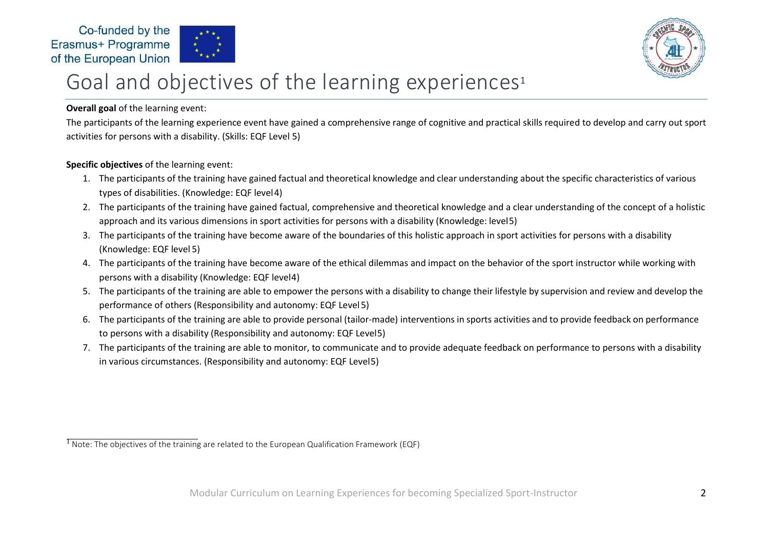# Goal and objectives of the learning experiences[1]

**Overall goal** of the learning event:

The participants of the learning experience event have gained a comprehensive range of cognitive and practical skills required to develop and carry out sport activities for persons with a disability. (Skills: EQF Level 5)

**Specific objectives** of the learning event:

1. The participants of the training have gained factual and theoretical knowledge and clear understanding about the specific characteristics of various types of disabilities. (Knowledge: EQF level 4)
2. The participants of the training have gained factual, comprehensive and theoretical knowledge and a clear understanding of the concept of a holistic approach and its various dimensions in sport activities for persons with a disability (Knowledge: level 5)
3. The participants of the training have become aware of the boundaries of this holistic approach in sport activities for persons with a disability (Knowledge: EQF level 5)
4. The participants of the training have become aware of the ethical dilemmas and impact on the behavior of the sport instructor while working with persons with a disability (Knowledge: EQF level 4)
5. The participants of the training are able to empower the persons with a disability to change their lifestyle by supervision and review and develop the performance of others (Responsibility and autonomy: EQF Level 5)
6. The participants of the training are able to provide personal (tailor-made) interventions in sports activities and to provide feedback on performance to persons with a disability (Responsibility and autonomy: EQF Level 5)
7. The participants of the training are able to monitor, to communicate and to provide adequate feedback on performance to persons with a disability in various circumstances. (Responsibility and autonomy: EQF Level 5)

[1] Note: The objectives of the training are related to the European Qualification Framework (EQF)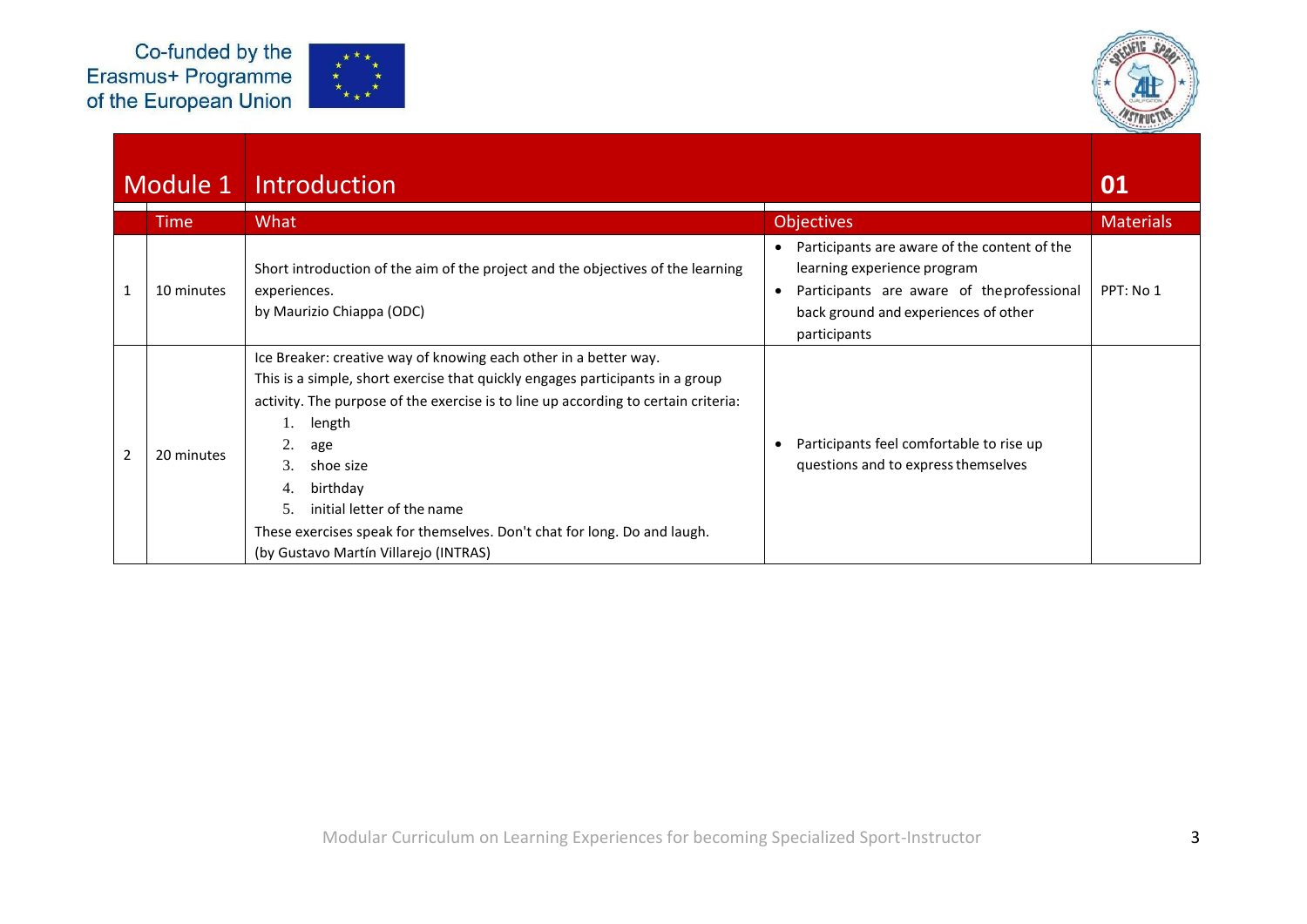Co-funded by the Erasmus+ Programme of the European Union

| Module 1 | Introduction | | | 01 |
|---|---|---|---|---|
| | Time | What | Objectives | Materials |
| 1 | 10 minutes | Short introduction of the aim of the project and the objectives of the learning experiences.<br>by Maurizio Chiappa (ODC) | • Participants are aware of the content of the learning experience program<br>• Participants are aware of theprofessional back ground and experiences of other participants | PPT: No 1 |
| 2 | 20 minutes | Ice Breaker: creative way of knowing each other in a better way.<br>This is a simple, short exercise that quickly engages participants in a group activity. The purpose of the exercise is to line up according to certain criteria:<br>1. length<br>2. age<br>3. shoe size<br>4. birthday<br>5. initial letter of the name<br>These exercises speak for themselves. Don't chat for long. Do and laugh.<br>(by Gustavo Martín Villarejo (INTRAS) | • Participants feel comfortable to rise up questions and to express themselves | |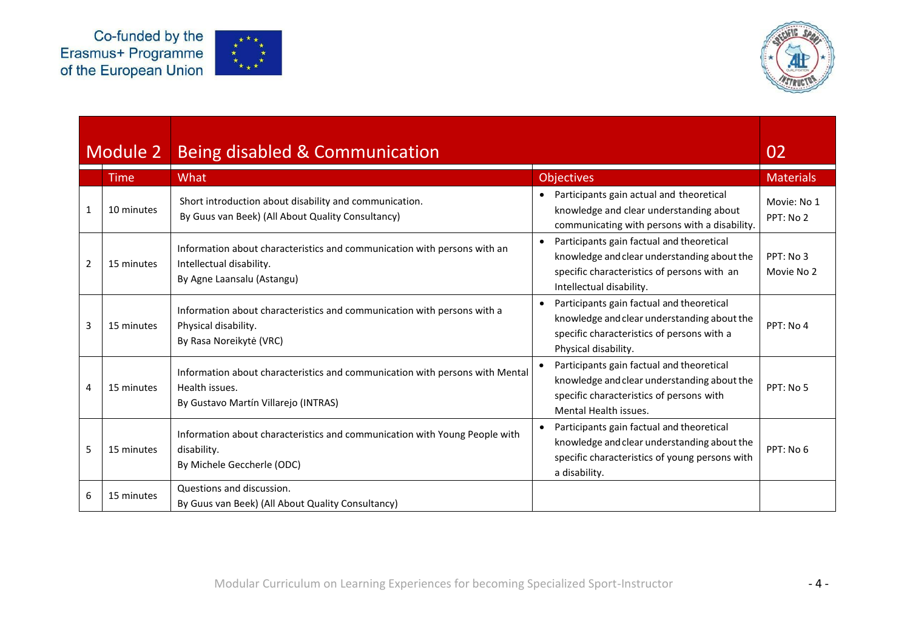| Module 2 | Being disabled & Communication | | | 02 |
|---|---|---|---|---|
| | Time | What | Objectives | Materials |
| 1 | 10 minutes | Short introduction about disability and communication. By Guus van Beek) (All About Quality Consultancy) | • Participants gain actual and theoretical knowledge and clear understanding about communicating with persons with a disability. | Movie: No 1 PPT: No 2 |
| 2 | 15 minutes | Information about characteristics and communication with persons with an Intellectual disability. By Agne Laansalu (Astangu) | • Participants gain factual and theoretical knowledge and clear understanding about the specific characteristics of persons with an Intellectual disability. | PPT: No 3 Movie No 2 |
| 3 | 15 minutes | Information about characteristics and communication with persons with a Physical disability. By Rasa Noreikytė (VRC) | • Participants gain factual and theoretical knowledge and clear understanding about the specific characteristics of persons with a Physical disability. | PPT: No 4 |
| 4 | 15 minutes | Information about characteristics and communication with persons with Mental Health issues. By Gustavo Martín Villarejo (INTRAS) | • Participants gain factual and theoretical knowledge and clear understanding about the specific characteristics of persons with Mental Health issues. | PPT: No 5 |
| 5 | 15 minutes | Information about characteristics and communication with Young People with disability. By Michele Geccherle (ODC) | • Participants gain factual and theoretical knowledge and clear understanding about the specific characteristics of young persons with a disability. | PPT: No 6 |
| 6 | 15 minutes | Questions and discussion. By Guus van Beek) (All About Quality Consultancy) | | |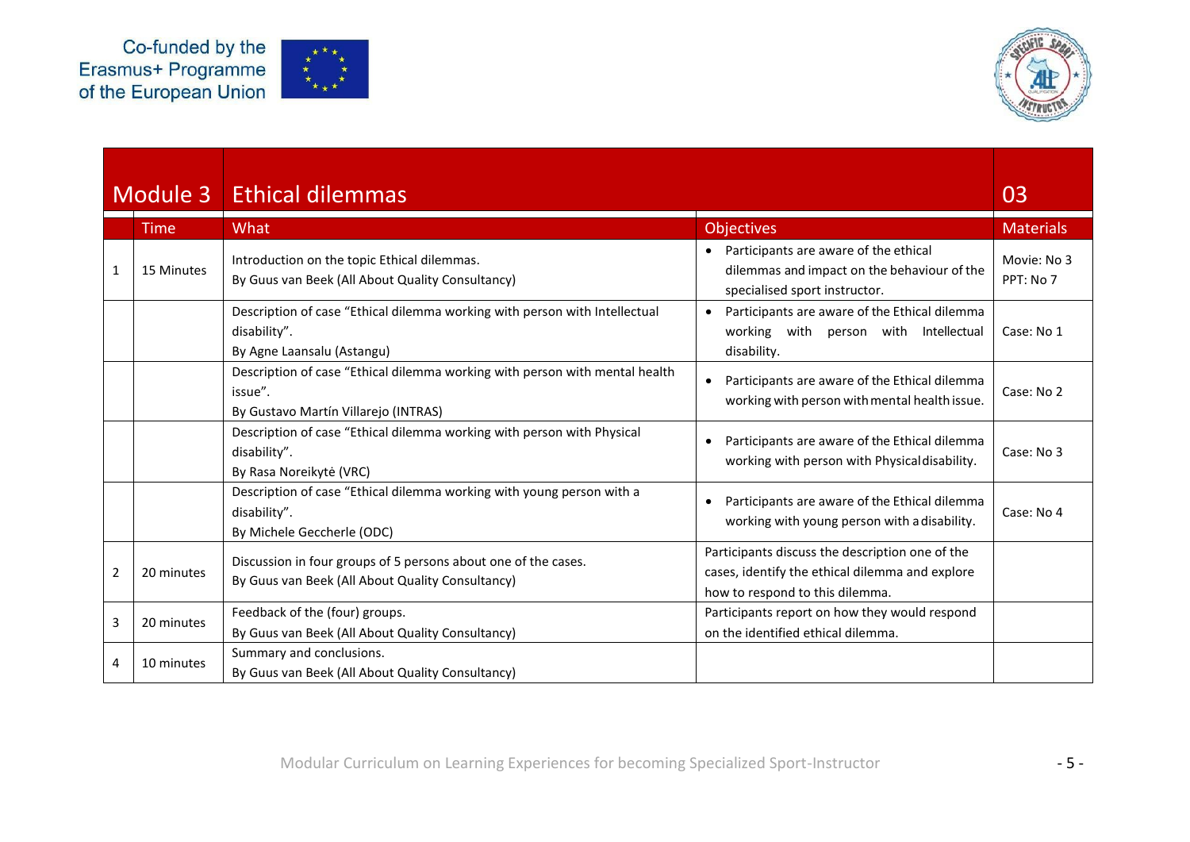| Module 3 | Ethical dilemmas | | | 03 |
|---|---|---|---|---|
| | Time | What | Objectives | Materials |
| 1 | 15 Minutes | Introduction on the topic Ethical dilemmas.<br>By Guus van Beek (All About Quality Consultancy) | • Participants are aware of the ethical dilemmas and impact on the behaviour of the specialised sport instructor. | Movie: No 3<br>PPT: No 7 |
| | | Description of case “Ethical dilemma working with person with Intellectual disability”.<br>By Agne Laansalu (Astangu) | • Participants are aware of the Ethical dilemma working with person with Intellectual disability. | Case: No 1 |
| | | Description of case “Ethical dilemma working with person with mental health issue”.<br>By Gustavo Martín Villarejo (INTRAS) | • Participants are aware of the Ethical dilemma working with person with mental health issue. | Case: No 2 |
| | | Description of case “Ethical dilemma working with person with Physical disability”.<br>By Rasa Noreikytė (VRC) | • Participants are aware of the Ethical dilemma working with person with Physical disability. | Case: No 3 |
| | | Description of case “Ethical dilemma working with young person with a disability”.<br>By Michele Geccherle (ODC) | • Participants are aware of the Ethical dilemma working with young person with a disability. | Case: No 4 |
| 2 | 20 minutes | Discussion in four groups of 5 persons about one of the cases.<br>By Guus van Beek (All About Quality Consultancy) | Participants discuss the description one of the cases, identify the ethical dilemma and explore how to respond to this dilemma. | |
| 3 | 20 minutes | Feedback of the (four) groups.<br>By Guus van Beek (All About Quality Consultancy) | Participants report on how they would respond on the identified ethical dilemma. | |
| 4 | 10 minutes | Summary and conclusions.<br>By Guus van Beek (All About Quality Consultancy) | | |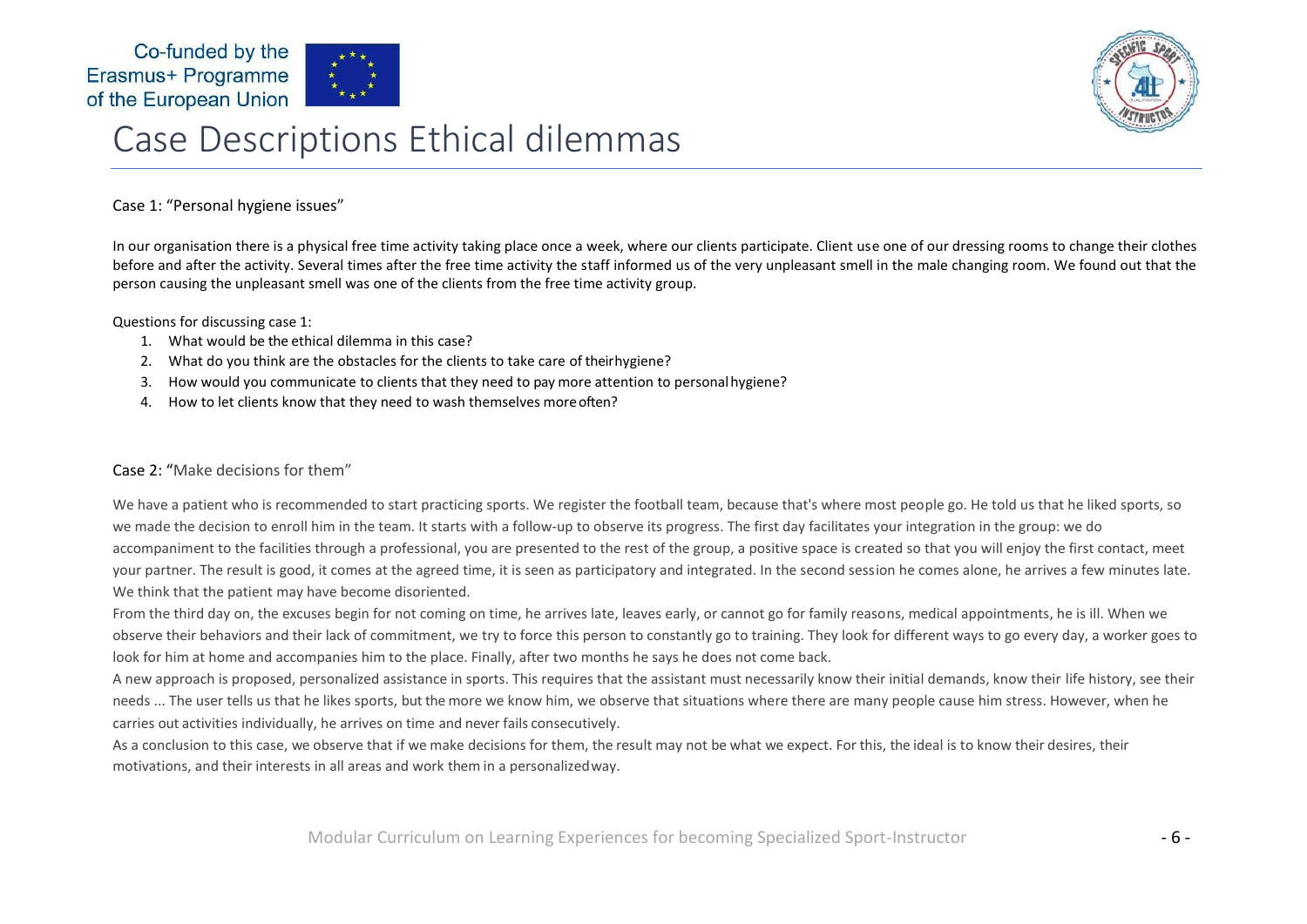# Case Descriptions Ethical dilemmas

Case 1: "Personal hygiene issues"

In our organisation there is a physical free time activity taking place once a week, where our clients participate. Client use one of our dressing rooms to change their clothes before and after the activity. Several times after the free time activity the staff informed us of the very unpleasant smell in the male changing room. We found out that the person causing the unpleasant smell was one of the clients from the free time activity group.

Questions for discussing case 1:

1. What would be the ethical dilemma in this case?
2. What do you think are the obstacles for the clients to take care of theirhygiene?
3. How would you communicate to clients that they need to pay more attention to personalhygiene?
4. How to let clients know that they need to wash themselves moreoften?

Case 2: "Make decisions for them"

We have a patient who is recommended to start practicing sports. We register the football team, because that's where most people go. He told us that he liked sports, so we made the decision to enroll him in the team. It starts with a follow-up to observe its progress. The first day facilitates your integration in the group: we do accompaniment to the facilities through a professional, you are presented to the rest of the group, a positive space is created so that you will enjoy the first contact, meet your partner. The result is good, it comes at the agreed time, it is seen as participatory and integrated. In the second session he comes alone, he arrives a few minutes late. We think that the patient may have become disoriented.

From the third day on, the excuses begin for not coming on time, he arrives late, leaves early, or cannot go for family reasons, medical appointments, he is ill. When we observe their behaviors and their lack of commitment, we try to force this person to constantly go to training. They look for different ways to go every day, a worker goes to look for him at home and accompanies him to the place. Finally, after two months he says he does not come back.

A new approach is proposed, personalized assistance in sports. This requires that the assistant must necessarily know their initial demands, know their life history, see their needs ... The user tells us that he likes sports, but the more we know him, we observe that situations where there are many people cause him stress. However, when he carries out activities individually, he arrives on time and never fails consecutively.

As a conclusion to this case, we observe that if we make decisions for them, the result may not be what we expect. For this, the ideal is to know their desires, their motivations, and their interests in all areas and work them in a personalizedway.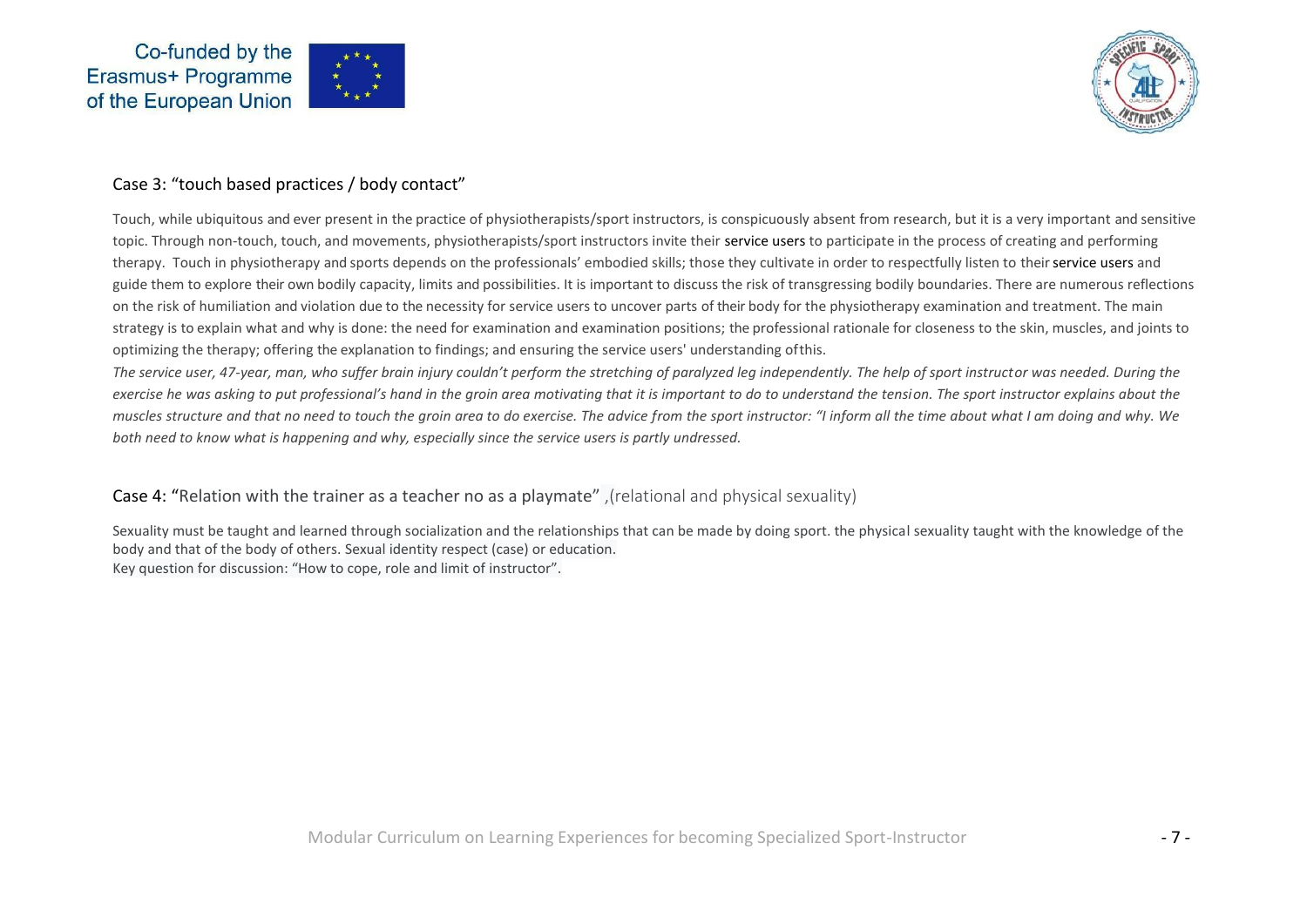### Case 3: “touch based practices / body contact”

Touch, while ubiquitous and ever present in the practice of physiotherapists/sport instructors, is conspicuously absent from research, but it is a very important and sensitive topic. Through non-touch, touch, and movements, physiotherapists/sport instructors invite their service users to participate in the process of creating and performing therapy. Touch in physiotherapy and sports depends on the professionals’ embodied skills; those they cultivate in order to respectfully listen to their service users and guide them to explore their own bodily capacity, limits and possibilities. It is important to discuss the risk of transgressing bodily boundaries. There are numerous reflections on the risk of humiliation and violation due to the necessity for service users to uncover parts of their body for the physiotherapy examination and treatment. The main strategy is to explain what and why is done: the need for examination and examination positions; the professional rationale for closeness to the skin, muscles, and joints to optimizing the therapy; offering the explanation to findings; and ensuring the service users' understanding ofthis.

*The service user, 47-year, man, who suffer brain injury couldn’t perform the stretching of paralyzed leg independently. The help of sport instructor was needed. During the exercise he was asking to put professional’s hand in the groin area motivating that it is important to do to understand the tension. The sport instructor explains about the muscles structure and that no need to touch the groin area to do exercise. The advice from the sport instructor: “I inform all the time about what I am doing and why. We both need to know what is happening and why, especially since the service users is partly undressed.*

### Case 4: “Relation with the trainer as a teacher no as a playmate” ,(relational and physical sexuality)

Sexuality must be taught and learned through socialization and the relationships that can be made by doing sport. the physical sexuality taught with the knowledge of the body and that of the body of others. Sexual identity respect (case) or education.
Key question for discussion: “How to cope, role and limit of instructor”.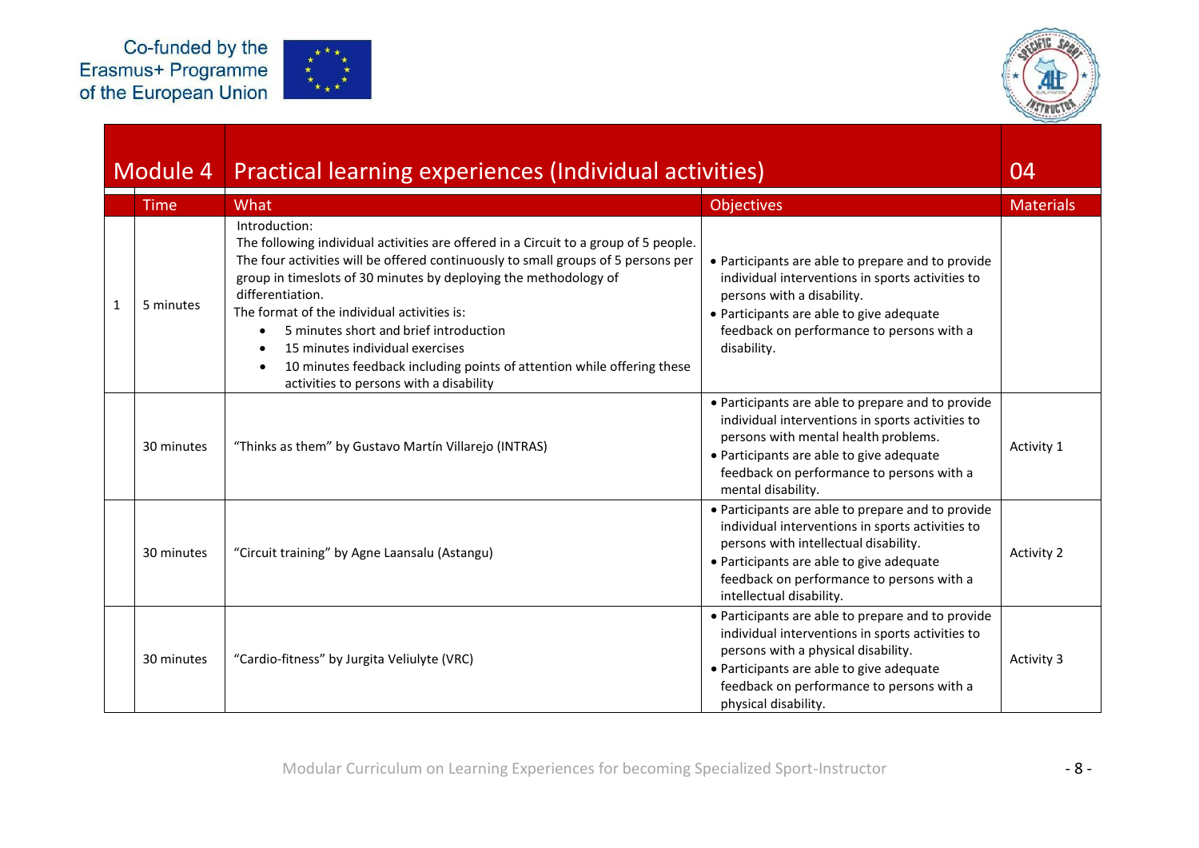| Module 4 | | Practical learning experiences (Individual activities) | | 04 |
|---|---|---|---|---|
| | Time | What | Objectives | Materials |
| 1 | 5 minutes | Introduction:<br>The following individual activities are offered in a Circuit to a group of 5 people. The four activities will be offered continuously to small groups of 5 persons per group in timeslots of 30 minutes by deploying the methodology of differentiation.<br>The format of the individual activities is:<br>• 5 minutes short and brief introduction<br>• 15 minutes individual exercises<br>• 10 minutes feedback including points of attention while offering these activities to persons with a disability | • Participants are able to prepare and to provide individual interventions in sports activities to persons with a disability.<br>• Participants are able to give adequate feedback on performance to persons with a disability. | |
| | 30 minutes | "Thinks as them" by Gustavo Martín Villarejo (INTRAS) | • Participants are able to prepare and to provide individual interventions in sports activities to persons with mental health problems.<br>• Participants are able to give adequate feedback on performance to persons with a mental disability. | Activity 1 |
| | 30 minutes | "Circuit training" by Agne Laansalu (Astangu) | • Participants are able to prepare and to provide individual interventions in sports activities to persons with intellectual disability.<br>• Participants are able to give adequate feedback on performance to persons with a intellectual disability. | Activity 2 |
| | 30 minutes | "Cardio-fitness" by Jurgita Veliulyte (VRC) | • Participants are able to prepare and to provide individual interventions in sports activities to persons with a physical disability.<br>• Participants are able to give adequate feedback on performance to persons with a physical disability. | Activity 3 |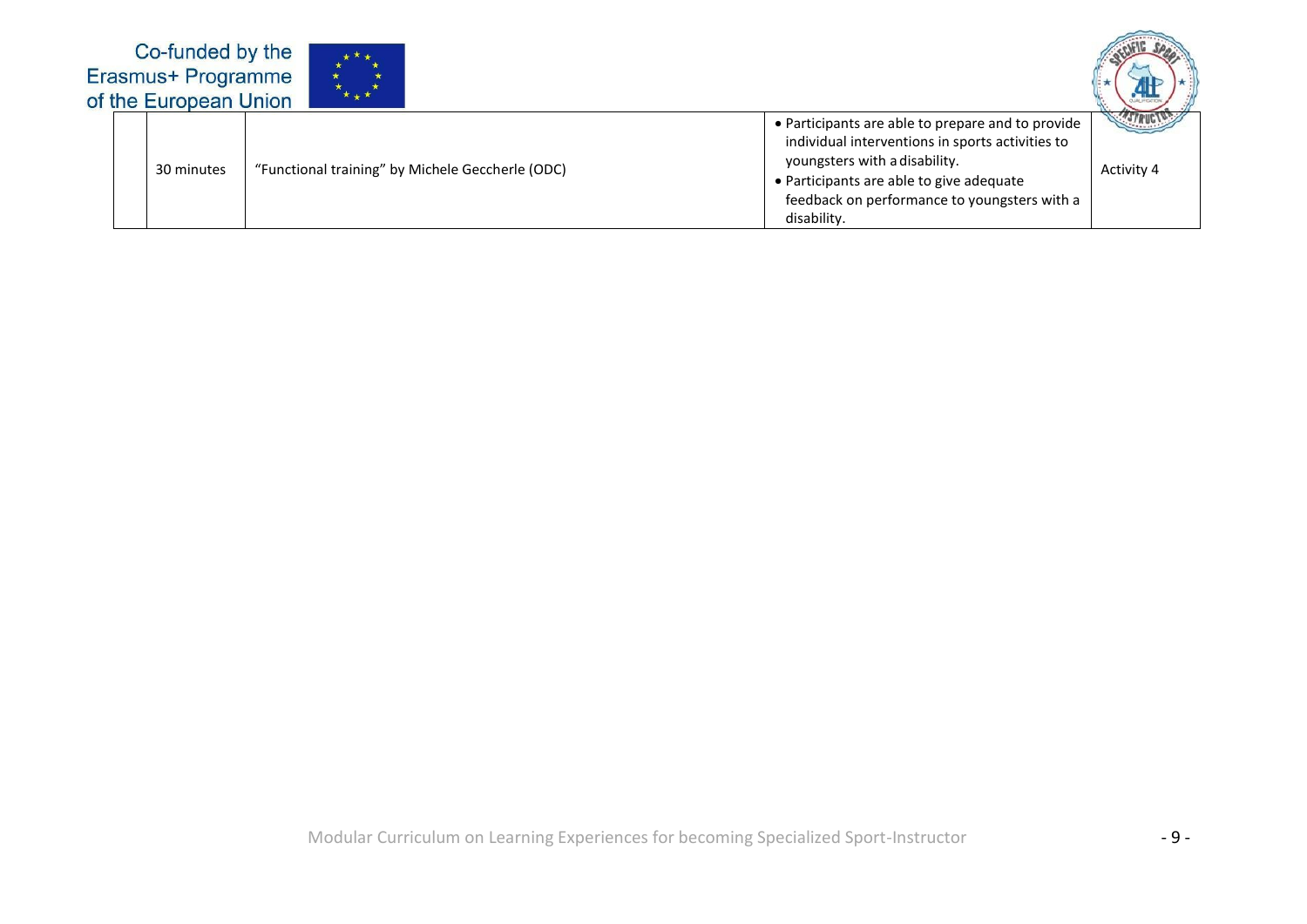| | | | | |
|---|---|---|---|---|
| | 30 minutes | "Functional training" by Michele Geccherle (ODC) | • Participants are able to prepare and to provide individual interventions in sports activities to youngsters with a disability.<br>• Participants are able to give adequate feedback on performance to youngsters with a disability. | Activity 4 |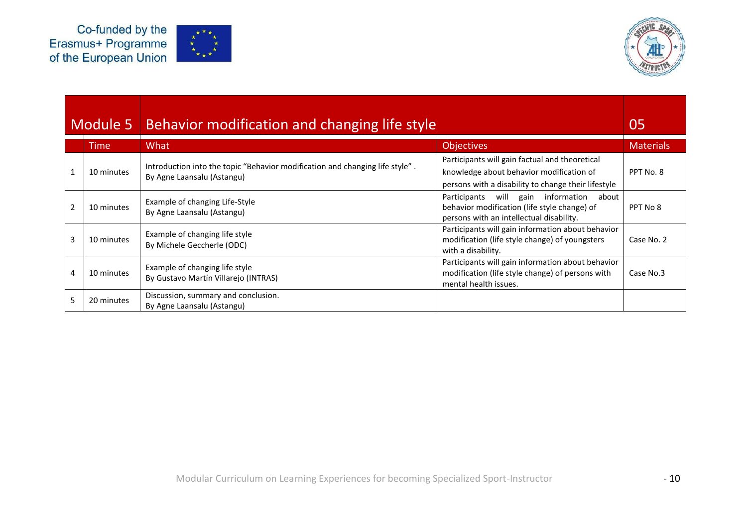| Module 5 | Behavior modification and changing life style | | | 05 |
|---|---|---|---|---|
| | Time | What | Objectives | Materials |
| 1 | 10 minutes | Introduction into the topic "Behavior modification and changing life style" . By Agne Laansalu (Astangu) | Participants will gain factual and theoretical knowledge about behavior modification of persons with a disability to change their lifestyle | PPT No. 8 |
| 2 | 10 minutes | Example of changing Life-Style By Agne Laansalu (Astangu) | Participants will gain information about behavior modification (life style change) of persons with an intellectual disability. | PPT No 8 |
| 3 | 10 minutes | Example of changing life style By Michele Geccherle (ODC) | Participants will gain information about behavior modification (life style change) of youngsters with a disability. | Case No. 2 |
| 4 | 10 minutes | Example of changing life style By Gustavo Martín Villarejo (INTRAS) | Participants will gain information about behavior modification (life style change) of persons with mental health issues. | Case No.3 |
| 5 | 20 minutes | Discussion, summary and conclusion. By Agne Laansalu (Astangu) | | |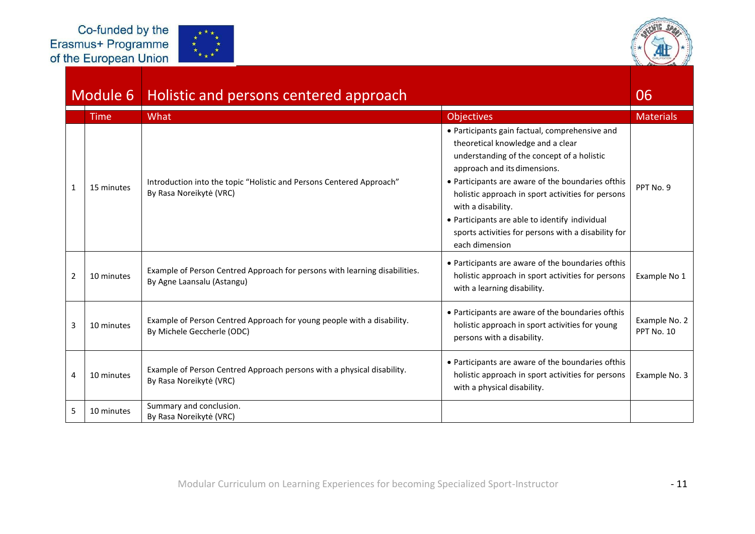## Module 6 Holistic and persons centered approach 06

| | Time | What | Objectives | Materials |
|---|---|---|---|---|
| 1 | 15 minutes | Introduction into the topic "Holistic and Persons Centered Approach"<br>By Rasa Noreikytė (VRC) | • Participants gain factual, comprehensive and theoretical knowledge and a clear understanding of the concept of a holistic approach and its dimensions.<br>• Participants are aware of the boundaries ofthis holistic approach in sport activities for persons with a disability.<br>• Participants are able to identify individual sports activities for persons with a disability for each dimension | PPT No. 9 |
| 2 | 10 minutes | Example of Person Centred Approach for persons with learning disabilities.<br>By Agne Laansalu (Astangu) | • Participants are aware of the boundaries ofthis holistic approach in sport activities for persons with a learning disability. | Example No 1 |
| 3 | 10 minutes | Example of Person Centred Approach for young people with a disability.<br>By Michele Geccherle (ODC) | • Participants are aware of the boundaries ofthis holistic approach in sport activities for young persons with a disability. | Example No. 2<br>PPT No. 10 |
| 4 | 10 minutes | Example of Person Centred Approach persons with a physical disability.<br>By Rasa Noreikytė (VRC) | • Participants are aware of the boundaries ofthis holistic approach in sport activities for persons with a physical disability. | Example No. 3 |
| 5 | 10 minutes | Summary and conclusion.<br>By Rasa Noreikytė (VRC) | | |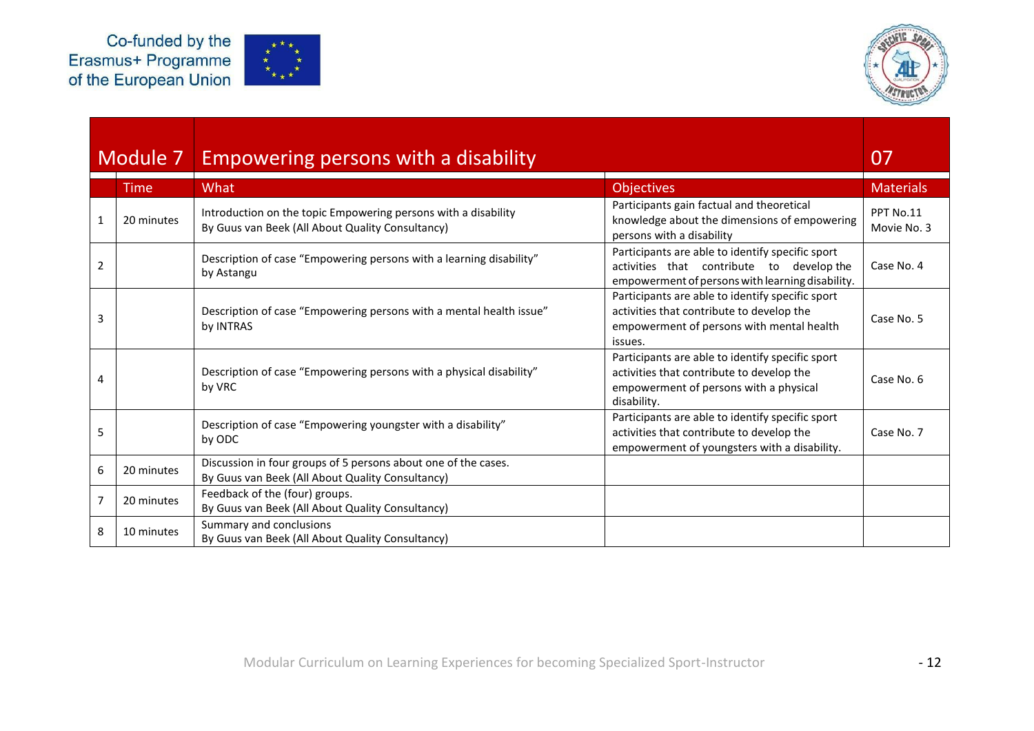| Module 7 | Empowering persons with a disability | | | 07 |
|---|---|---|---|---|
| | Time | What | Objectives | Materials |
| 1 | 20 minutes | Introduction on the topic Empowering persons with a disability<br>By Guus van Beek (All About Quality Consultancy) | Participants gain factual and theoretical knowledge about the dimensions of empowering persons with a disability | PPT No.11<br>Movie No. 3 |
| 2 | | Description of case "Empowering persons with a learning disability"<br>by Astangu | Participants are able to identify specific sport activities that contribute to develop the empowerment of persons with learning disability. | Case No. 4 |
| 3 | | Description of case "Empowering persons with a mental health issue"<br>by INTRAS | Participants are able to identify specific sport activities that contribute to develop the empowerment of persons with mental health issues. | Case No. 5 |
| 4 | | Description of case "Empowering persons with a physical disability"<br>by VRC | Participants are able to identify specific sport activities that contribute to develop the empowerment of persons with a physical disability. | Case No. 6 |
| 5 | | Description of case "Empowering youngster with a disability"<br>by ODC | Participants are able to identify specific sport activities that contribute to develop the empowerment of youngsters with a disability. | Case No. 7 |
| 6 | 20 minutes | Discussion in four groups of 5 persons about one of the cases.<br>By Guus van Beek (All About Quality Consultancy) | | |
| 7 | 20 minutes | Feedback of the (four) groups.<br>By Guus van Beek (All About Quality Consultancy) | | |
| 8 | 10 minutes | Summary and conclusions<br>By Guus van Beek (All About Quality Consultancy) | | |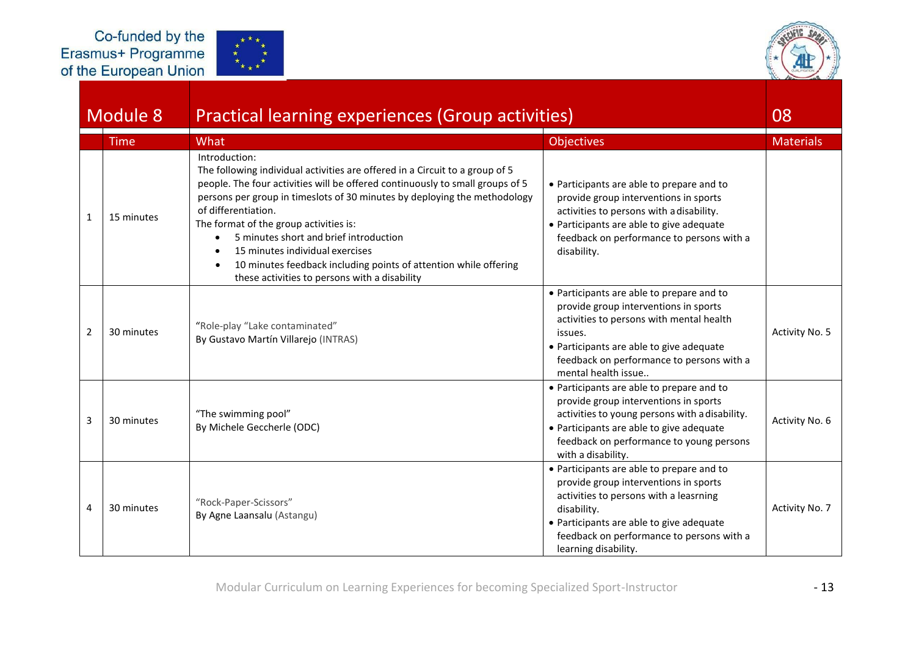| Module 8 | | Practical learning experiences (Group activities) | | 08 |
|---|---|---|---|---|
| | Time | What | Objectives | Materials |
| 1 | 15 minutes | Introduction:<br>The following individual activities are offered in a Circuit to a group of 5 people. The four activities will be offered continuously to small groups of 5 persons per group in timeslots of 30 minutes by deploying the methodology of differentiation.<br>The format of the group activities is:<br>• 5 minutes short and brief introduction<br>• 15 minutes individual exercises<br>• 10 minutes feedback including points of attention while offering these activities to persons with a disability | • Participants are able to prepare and to provide group interventions in sports activities to persons with a disability.<br>• Participants are able to give adequate feedback on performance to persons with a disability. | |
| 2 | 30 minutes | "Role-play "Lake contaminated"<br>By Gustavo Martín Villarejo (INTRAS) | • Participants are able to prepare and to provide group interventions in sports activities to persons with mental health issues.<br>• Participants are able to give adequate feedback on performance to persons with a mental health issue.. | Activity No. 5 |
| 3 | 30 minutes | "The swimming pool"<br>By Michele Geccherle (ODC) | • Participants are able to prepare and to provide group interventions in sports activities to young persons with a disability.<br>• Participants are able to give adequate feedback on performance to young persons with a disability. | Activity No. 6 |
| 4 | 30 minutes | "Rock-Paper-Scissors"<br>By Agne Laansalu (Astangu) | • Participants are able to prepare and to provide group interventions in sports activities to persons with a leasrning disability.<br>• Participants are able to give adequate feedback on performance to persons with a learning disability. | Activity No. 7 |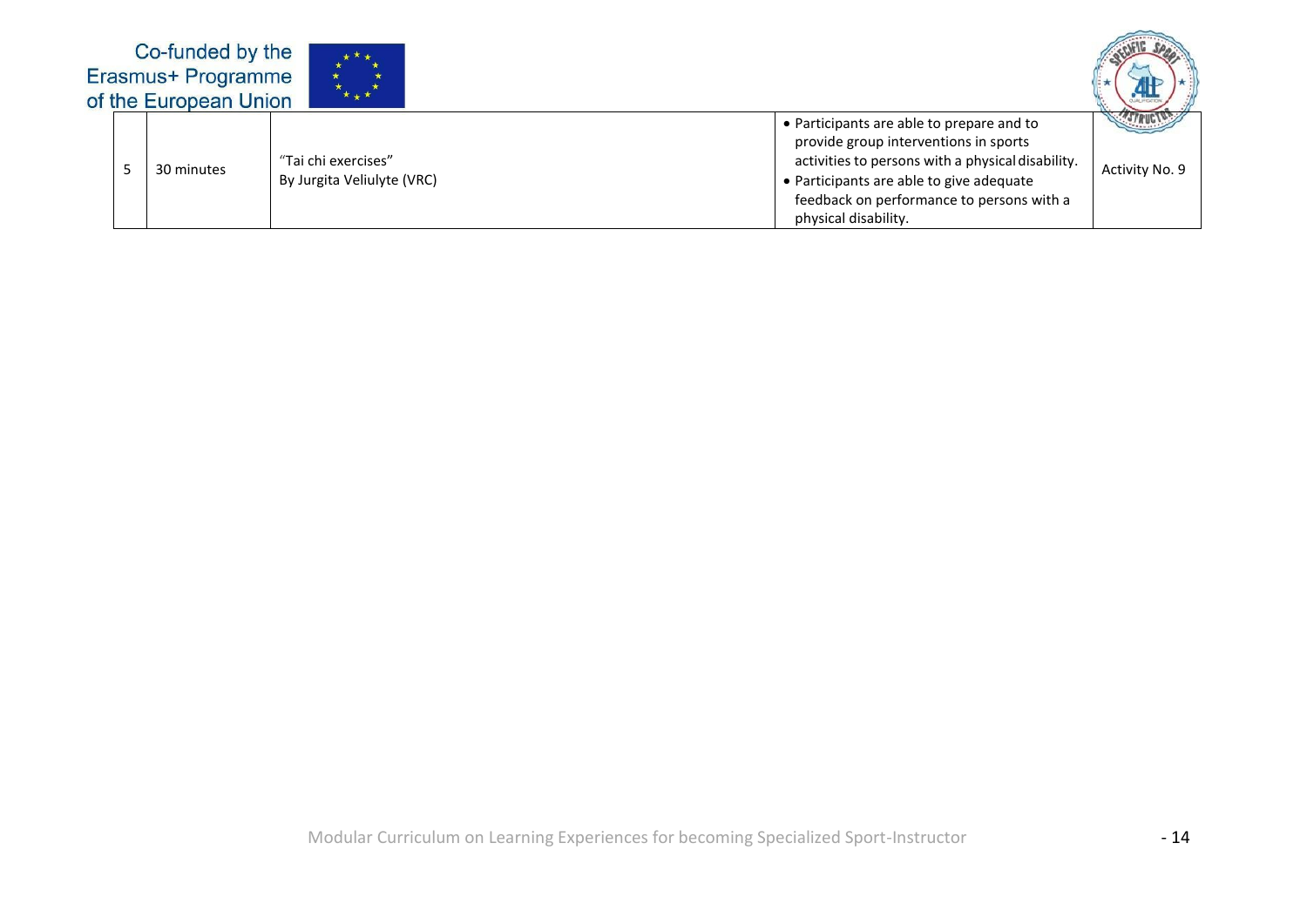| 5 | 30 minutes | "Tai chi exercises"<br>By Jurgita Veliulyte (VRC) | • Participants are able to prepare and to provide group interventions in sports activities to persons with a physical disability.<br>• Participants are able to give adequate feedback on performance to persons with a physical disability. | Activity No. 9 |
|---|---|---|---|---|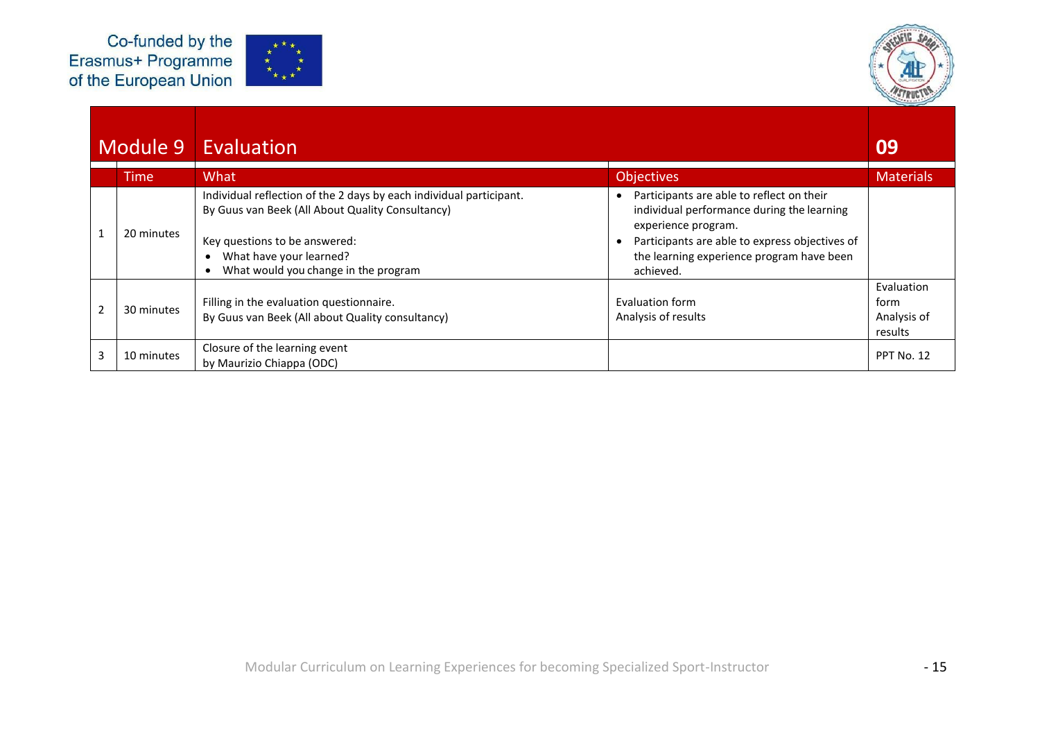| | Module 9 | Evaluation | | 09 |
|---|---|---|---|---|
| | Time | What | Objectives | Materials |
| 1 | 20 minutes | Individual reflection of the 2 days by each individual participant.<br>By Guus van Beek (All About Quality Consultancy)<br><br>Key questions to be answered:<br>• What have your learned?<br>• What would you change in the program | • Participants are able to reflect on their individual performance during the learning experience program.<br>• Participants are able to express objectives of the learning experience program have been achieved. | |
| 2 | 30 minutes | Filling in the evaluation questionnaire.<br>By Guus van Beek (All about Quality consultancy) | Evaluation form<br>Analysis of results | Evaluation form<br>Analysis of results |
| 3 | 10 minutes | Closure of the learning event<br>by Maurizio Chiappa (ODC) | | PPT No. 12 |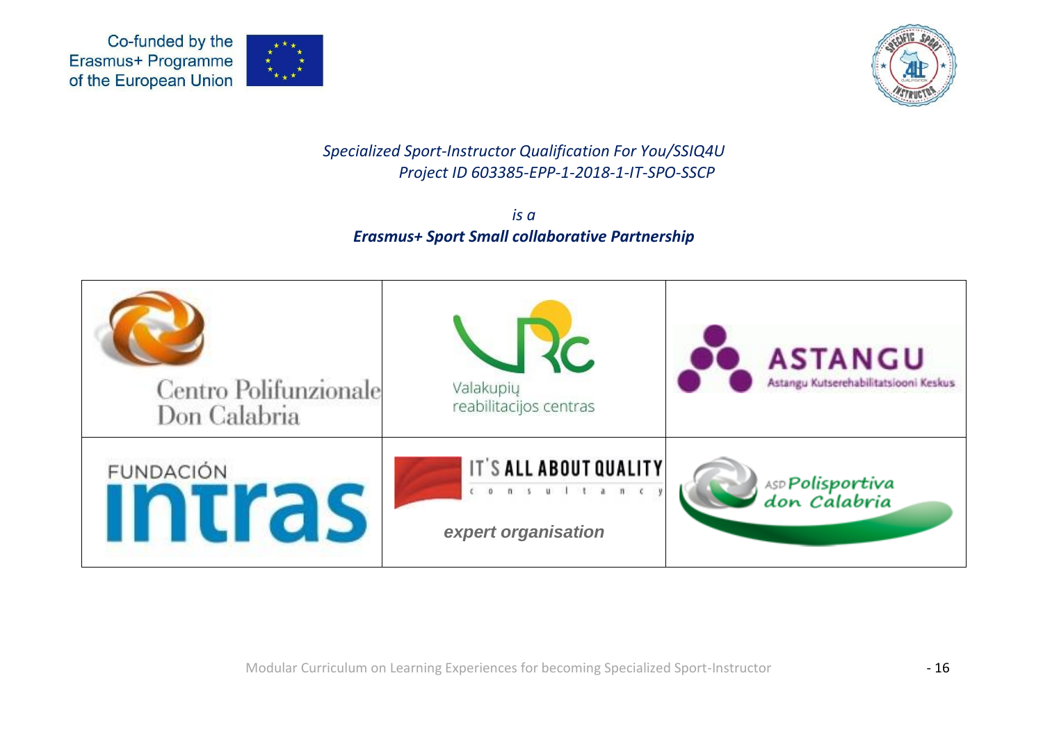Co-funded by the Erasmus+ Programme of the European Union

*Specialized Sport-Instructor Qualification For You/SSIQ4U*
*Project ID 603385-EPP-1-2018-1-IT-SPO-SSCP*

*is a*
***Erasmus+ Sport Small collaborative Partnership***

| | | |
|---|---|---|
| Centro Polifunzionale Don Calabria | Valakupių reabilitacijos centras | ASTANGU Astangu Kutserehabilitatsiooni Keskus |
| FUNDACIÓN intras | IT'S ALL ABOUT QUALITY consultancy *expert organisation* | ASD Polisportiva don Calabria |